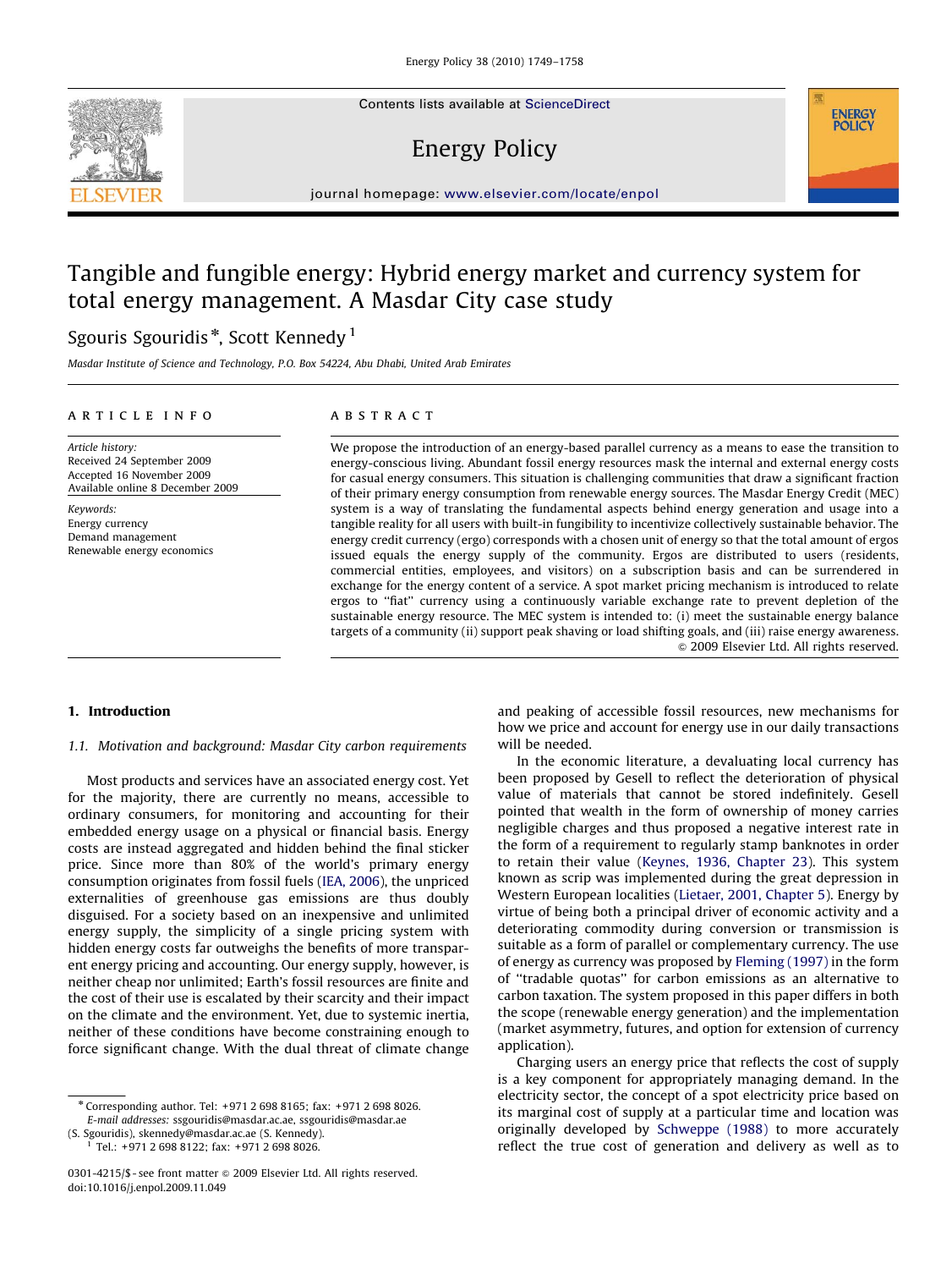# Tangible and fungible energy: Hybrid energy market and currency system for total energy management. A Masdar City case study

Sgouris Sgouridis *, Scott Kennedy [1]

*Masdar Institute of Science and Technology, P.O. Box 54224, Abu Dhabi, United Arab Emirates*

**ARTICLE INFO**

*Article history:*
Received 24 September 2009
Accepted 16 November 2009
Available online 8 December 2009

*Keywords:*
Energy currency
Demand management
Renewable energy economics

**ABSTRACT**

We propose the introduction of an energy-based parallel currency as a means to ease the transition to energy-conscious living. Abundant fossil energy resources mask the internal and external energy costs for casual energy consumers. This situation is challenging communities that draw a significant fraction of their primary energy consumption from renewable energy sources. The Masdar Energy Credit (MEC) system is a way of translating the fundamental aspects behind energy generation and usage into a tangible reality for all users with built-in fungibility to incentivize collectively sustainable behavior. The energy credit currency (ergo) corresponds with a chosen unit of energy so that the total amount of ergos issued equals the energy supply of the community. Ergos are distributed to users (residents, commercial entities, employees, and visitors) on a subscription basis and can be surrendered in exchange for the energy content of a service. A spot market pricing mechanism is introduced to relate ergos to "fiat" currency using a continuously variable exchange rate to prevent depletion of the sustainable energy resource. The MEC system is intended to: (i) meet the sustainable energy balance targets of a community (ii) support peak shaving or load shifting goals, and (iii) raise energy awareness.

© 2009 Elsevier Ltd. All rights reserved.

## 1. Introduction

### 1.1. Motivation and background: Masdar City carbon requirements

Most products and services have an associated energy cost. Yet for the majority, there are currently no means, accessible to ordinary consumers, for monitoring and accounting for their embedded energy usage on a physical or financial basis. Energy costs are instead aggregated and hidden behind the final sticker price. Since more than 80% of the world's primary energy consumption originates from fossil fuels (IEA, 2006), the unpriced externalities of greenhouse gas emissions are thus doubly disguised. For a society based on an inexpensive and unlimited energy supply, the simplicity of a single pricing system with hidden energy costs far outweighs the benefits of more transparent energy pricing and accounting. Our energy supply, however, is neither cheap nor unlimited; Earth's fossil resources are finite and the cost of their use is escalated by their scarcity and their impact on the climate and the environment. Yet, due to systemic inertia, neither of these conditions have become constraining enough to force significant change. With the dual threat of climate change and peaking of accessible fossil resources, new mechanisms for how we price and account for energy use in our daily transactions will be needed.

In the economic literature, a devaluating local currency has been proposed by Gesell to reflect the deterioration of physical value of materials that cannot be stored indefinitely. Gesell pointed that wealth in the form of ownership of money carries negligible charges and thus proposed a negative interest rate in the form of a requirement to regularly stamp banknotes in order to retain their value (Keynes, 1936, Chapter 23). This system known as scrip was implemented during the great depression in Western European localities (Lietaer, 2001, Chapter 5). Energy by virtue of being both a principal driver of economic activity and a deteriorating commodity during conversion or transmission is suitable as a form of parallel or complementary currency. The use of energy as currency was proposed by Fleming (1997) in the form of "tradable quotas" for carbon emissions as an alternative to carbon taxation. The system proposed in this paper differs in both the scope (renewable energy generation) and the implementation (market asymmetry, futures, and option for extension of currency application).

Charging users an energy price that reflects the cost of supply is a key component for appropriately managing demand. In the electricity sector, the concept of a spot electricity price based on its marginal cost of supply at a particular time and location was originally developed by Schweppe (1988) to more accurately reflect the true cost of generation and delivery as well as to

* Corresponding author. Tel: +971 2 698 8165; fax: +971 2 698 8026.
*E-mail addresses:* ssgouridis@masdar.ac.ae, ssgouridis@masdar.ae (S. Sgouridis), skennedy@masdar.ac.ae (S. Kennedy).

[1] Tel.: +971 2 698 8122; fax: +971 2 698 8026.

0301-4215/$ - see front matter © 2009 Elsevier Ltd. All rights reserved.
doi:10.1016/j.enpol.2009.11.049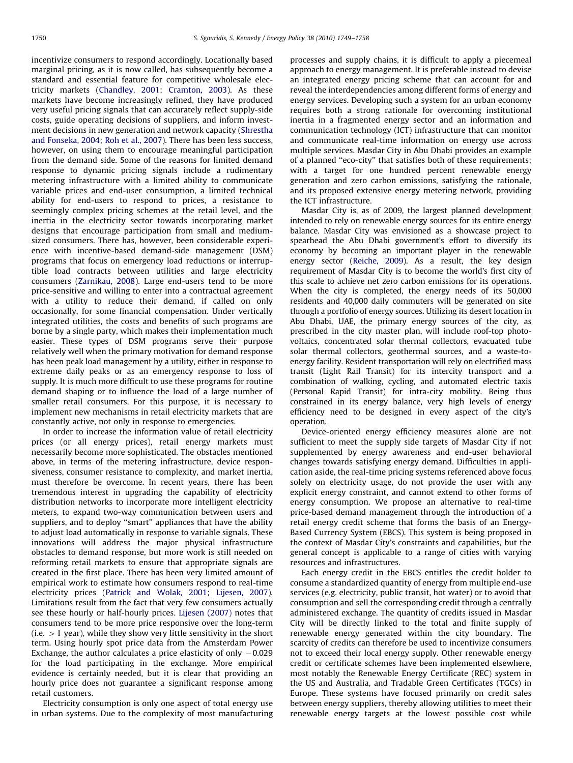incentivize consumers to respond accordingly. Locationally based marginal pricing, as it is now called, has subsequently become a standard and essential feature for competitive wholesale electricity markets (Chandley, 2001; Cramton, 2003). As these markets have become increasingly refined, they have produced very useful pricing signals that can accurately reflect supply-side costs, guide operating decisions of suppliers, and inform investment decisions in new generation and network capacity (Shrestha and Fonseka, 2004; Roh et al., 2007). There has been less success, however, on using them to encourage meaningful participation from the demand side. Some of the reasons for limited demand response to dynamic pricing signals include a rudimentary metering infrastructure with a limited ability to communicate variable prices and end-user consumption, a limited technical ability for end-users to respond to prices, a resistance to seemingly complex pricing schemes at the retail level, and the inertia in the electricity sector towards incorporating market designs that encourage participation from small and medium-sized consumers. There has, however, been considerable experience with incentive-based demand-side management (DSM) programs that focus on emergency load reductions or interruptible load contracts between utilities and large electricity consumers (Zarnikau, 2008). Large end-users tend to be more price-sensitive and willing to enter into a contractual agreement with a utility to reduce their demand, if called on only occasionally, for some financial compensation. Under vertically integrated utilities, the costs and benefits of such programs are borne by a single party, which makes their implementation much easier. These types of DSM programs serve their purpose relatively well when the primary motivation for demand response has been peak load management by a utility, either in response to extreme daily peaks or as an emergency response to loss of supply. It is much more difficult to use these programs for routine demand shaping or to influence the load of a large number of smaller retail consumers. For this purpose, it is necessary to implement new mechanisms in retail electricity markets that are constantly active, not only in response to emergencies.

In order to increase the information value of retail electricity prices (or all energy prices), retail energy markets must necessarily become more sophisticated. The obstacles mentioned above, in terms of the metering infrastructure, device responsiveness, consumer resistance to complexity, and market inertia, must therefore be overcome. In recent years, there has been tremendous interest in upgrading the capability of electricity distribution networks to incorporate more intelligent electricity meters, to expand two-way communication between users and suppliers, and to deploy "smart" appliances that have the ability to adjust load automatically in response to variable signals. These innovations will address the major physical infrastructure obstacles to demand response, but more work is still needed on reforming retail markets to ensure that appropriate signals are created in the first place. There has been very limited amount of empirical work to estimate how consumers respond to real-time electricity prices (Patrick and Wolak, 2001; Lijesen, 2007). Limitations result from the fact that very few consumers actually see these hourly or half-hourly prices. Lijesen (2007) notes that consumers tend to be more price responsive over the long-term (i.e. $>1$ year), while they show very little sensitivity in the short term. Using hourly spot price data from the Amsterdam Power Exchange, the author calculates a price elasticity of only $-0.029$ for the load participating in the exchange. More empirical evidence is certainly needed, but it is clear that providing an hourly price does not guarantee a significant response among retail customers.

Electricity consumption is only one aspect of total energy use in urban systems. Due to the complexity of most manufacturing processes and supply chains, it is difficult to apply a piecemeal approach to energy management. It is preferable instead to devise an integrated energy pricing scheme that can account for and reveal the interdependencies among different forms of energy and energy services. Developing such a system for an urban economy requires both a strong rationale for overcoming institutional inertia in a fragmented energy sector and an information and communication technology (ICT) infrastructure that can monitor and communicate real-time information on energy use across multiple services. Masdar City in Abu Dhabi provides an example of a planned "eco-city" that satisfies both of these requirements; with a target for one hundred percent renewable energy generation and zero carbon emissions, satisfying the rationale, and its proposed extensive energy metering network, providing the ICT infrastructure.

Masdar City is, as of 2009, the largest planned development intended to rely on renewable energy sources for its entire energy balance. Masdar City was envisioned as a showcase project to spearhead the Abu Dhabi government's effort to diversify its economy by becoming an important player in the renewable energy sector (Reiche, 2009). As a result, the key design requirement of Masdar City is to become the world's first city of this scale to achieve net zero carbon emissions for its operations. When the city is completed, the energy needs of its 50,000 residents and 40,000 daily commuters will be generated on site through a portfolio of energy sources. Utilizing its desert location in Abu Dhabi, UAE, the primary energy sources of the city, as prescribed in the city master plan, will include roof-top photovoltaics, concentrated solar thermal collectors, evacuated tube solar thermal collectors, geothermal sources, and a waste-to-energy facility. Resident transportation will rely on electrified mass transit (Light Rail Transit) for its intercity transport and a combination of walking, cycling, and automated electric taxis (Personal Rapid Transit) for intra-city mobility. Being thus constrained in its energy balance, very high levels of energy efficiency need to be designed in every aspect of the city's operation.

Device-oriented energy efficiency measures alone are not sufficient to meet the supply side targets of Masdar City if not supplemented by energy awareness and end-user behavioral changes towards satisfying energy demand. Difficulties in application aside, the real-time pricing systems referenced above focus solely on electricity usage, do not provide the user with any explicit energy constraint, and cannot extend to other forms of energy consumption. We propose an alternative to real-time price-based demand management through the introduction of a retail energy credit scheme that forms the basis of an Energy-Based Currency System (EBCS). This system is being proposed in the context of Masdar City's constraints and capabilities, but the general concept is applicable to a range of cities with varying resources and infrastructures.

Each energy credit in the EBCS entitles the credit holder to consume a standardized quantity of energy from multiple end-use services (e.g. electricity, public transit, hot water) or to avoid that consumption and sell the corresponding credit through a centrally administered exchange. The quantity of credits issued in Masdar City will be directly linked to the total and finite supply of renewable energy generated within the city boundary. The scarcity of credits can therefore be used to incentivize consumers not to exceed their local energy supply. Other renewable energy credit or certificate schemes have been implemented elsewhere, most notably the Renewable Energy Certificate (REC) system in the US and Australia, and Tradable Green Certificates (TGCs) in Europe. These systems have focused primarily on credit sales between energy suppliers, thereby allowing utilities to meet their renewable energy targets at the lowest possible cost while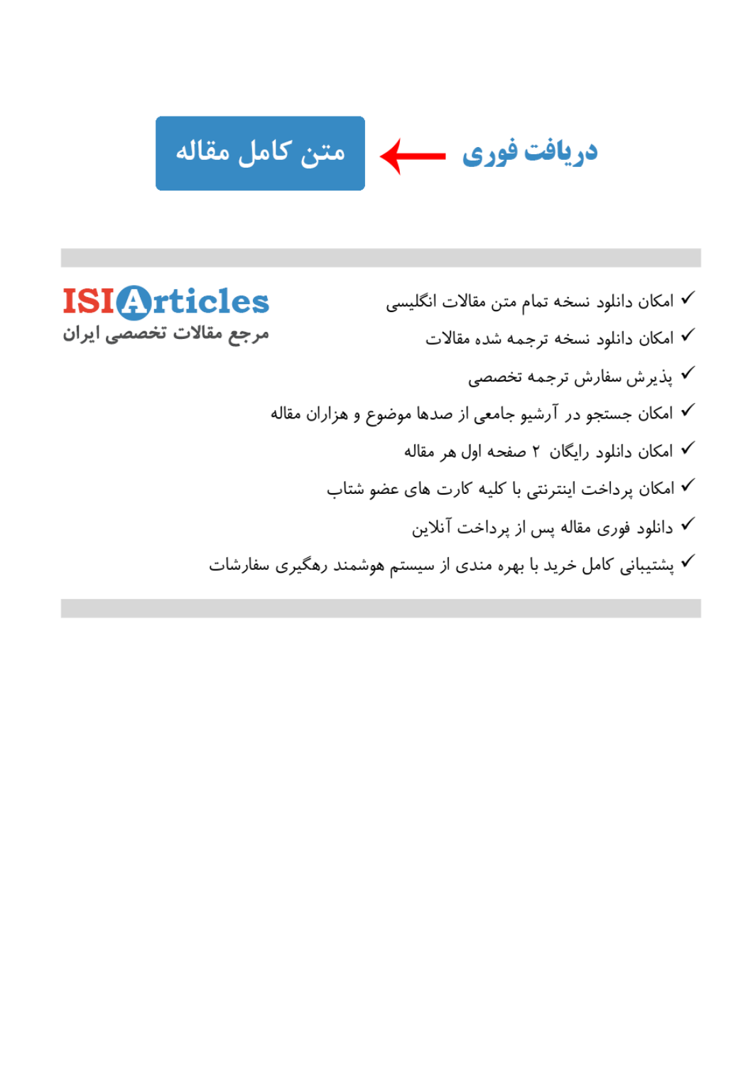**دریافت فوری** ← **متن کامل مقاله**

---

**ISIArticles**
مرجع مقالات تخصصی ایران

- ✓ امکان دانلود نسخه تمام متن مقالات انگلیسی
- ✓ امکان دانلود نسخه ترجمه شده مقالات
- ✓ پذیرش سفارش ترجمه تخصصی
- ✓ امکان جستجو در آرشیو جامعی از صدها موضوع و هزاران مقاله
- ✓ امکان دانلود رایگان ۲ صفحه اول هر مقاله
- ✓ امکان پرداخت اینترنتی با کلیه کارت های عضو شتاب
- ✓ دانلود فوری مقاله پس از پرداخت آنلاین
- ✓ پشتیبانی کامل خرید با بهره مندی از سیستم هوشمند رهگیری سفارشات

---